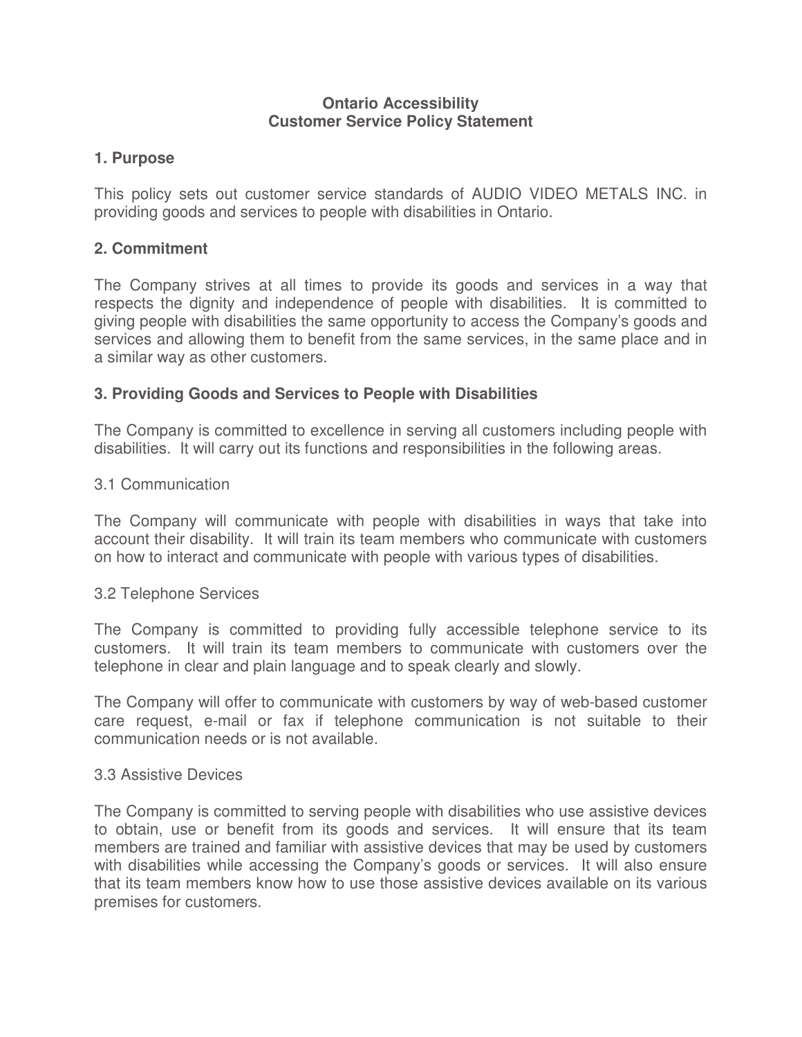# Ontario Accessibility
# Customer Service Policy Statement

## 1. Purpose

This policy sets out customer service standards of AUDIO VIDEO METALS INC. in providing goods and services to people with disabilities in Ontario.

## 2. Commitment

The Company strives at all times to provide its goods and services in a way that respects the dignity and independence of people with disabilities. It is committed to giving people with disabilities the same opportunity to access the Company's goods and services and allowing them to benefit from the same services, in the same place and in a similar way as other customers.

## 3. Providing Goods and Services to People with Disabilities

The Company is committed to excellence in serving all customers including people with disabilities. It will carry out its functions and responsibilities in the following areas.

### 3.1 Communication

The Company will communicate with people with disabilities in ways that take into account their disability. It will train its team members who communicate with customers on how to interact and communicate with people with various types of disabilities.

### 3.2 Telephone Services

The Company is committed to providing fully accessible telephone service to its customers. It will train its team members to communicate with customers over the telephone in clear and plain language and to speak clearly and slowly.

The Company will offer to communicate with customers by way of web-based customer care request, e-mail or fax if telephone communication is not suitable to their communication needs or is not available.

### 3.3 Assistive Devices

The Company is committed to serving people with disabilities who use assistive devices to obtain, use or benefit from its goods and services. It will ensure that its team members are trained and familiar with assistive devices that may be used by customers with disabilities while accessing the Company's goods or services. It will also ensure that its team members know how to use those assistive devices available on its various premises for customers.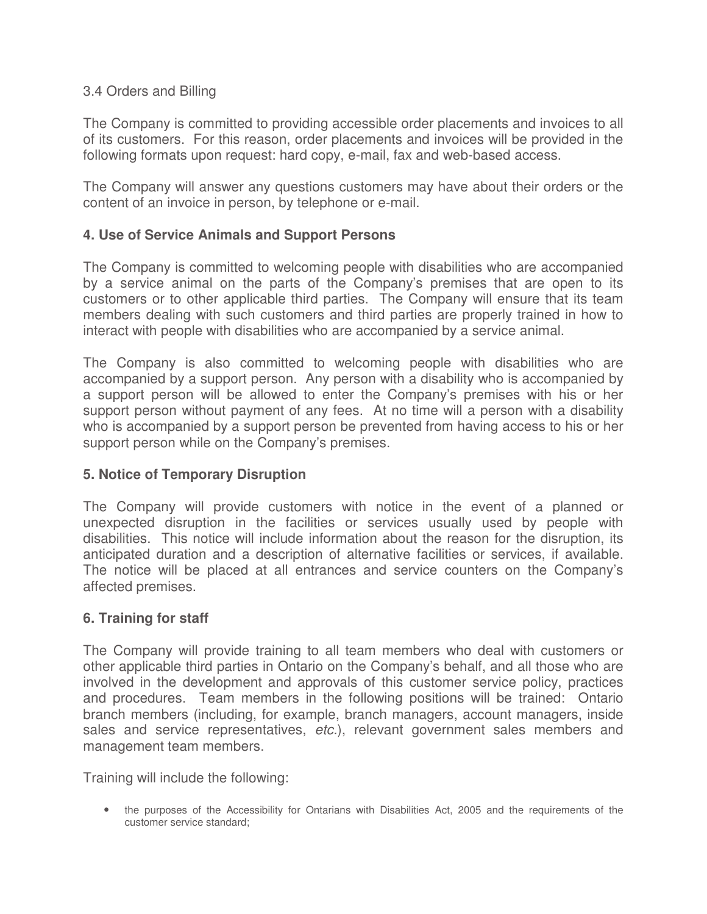3.4 Orders and Billing

The Company is committed to providing accessible order placements and invoices to all of its customers. For this reason, order placements and invoices will be provided in the following formats upon request: hard copy, e-mail, fax and web-based access.

The Company will answer any questions customers may have about their orders or the content of an invoice in person, by telephone or e-mail.

## 4. Use of Service Animals and Support Persons

The Company is committed to welcoming people with disabilities who are accompanied by a service animal on the parts of the Company's premises that are open to its customers or to other applicable third parties. The Company will ensure that its team members dealing with such customers and third parties are properly trained in how to interact with people with disabilities who are accompanied by a service animal.

The Company is also committed to welcoming people with disabilities who are accompanied by a support person. Any person with a disability who is accompanied by a support person will be allowed to enter the Company's premises with his or her support person without payment of any fees. At no time will a person with a disability who is accompanied by a support person be prevented from having access to his or her support person while on the Company's premises.

## 5. Notice of Temporary Disruption

The Company will provide customers with notice in the event of a planned or unexpected disruption in the facilities or services usually used by people with disabilities. This notice will include information about the reason for the disruption, its anticipated duration and a description of alternative facilities or services, if available. The notice will be placed at all entrances and service counters on the Company's affected premises.

## 6. Training for staff

The Company will provide training to all team members who deal with customers or other applicable third parties in Ontario on the Company's behalf, and all those who are involved in the development and approvals of this customer service policy, practices and procedures. Team members in the following positions will be trained: Ontario branch members (including, for example, branch managers, account managers, inside sales and service representatives, *etc.*), relevant government sales members and management team members.

Training will include the following:

- the purposes of the Accessibility for Ontarians with Disabilities Act, 2005 and the requirements of the customer service standard;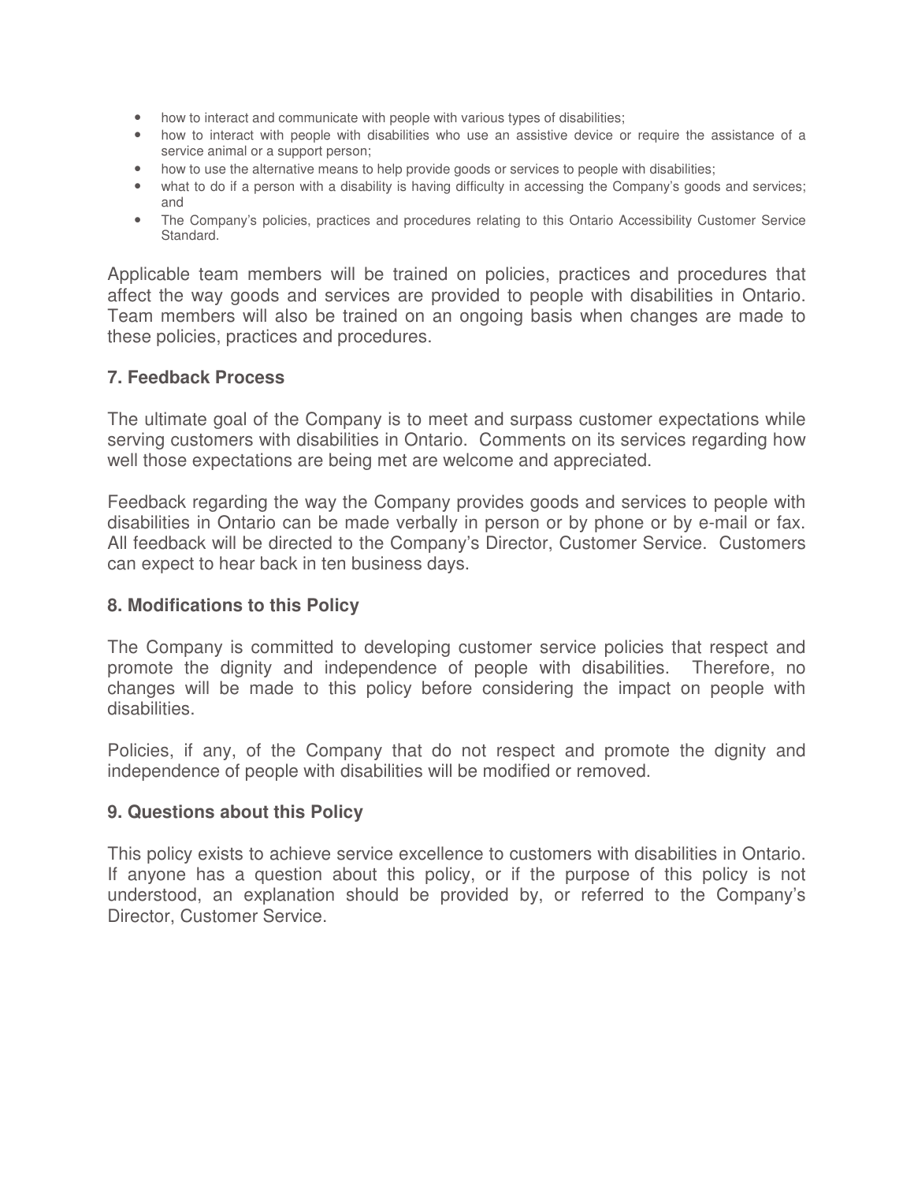- how to interact and communicate with people with various types of disabilities;
- how to interact with people with disabilities who use an assistive device or require the assistance of a service animal or a support person;
- how to use the alternative means to help provide goods or services to people with disabilities;
- what to do if a person with a disability is having difficulty in accessing the Company's goods and services; and
- The Company's policies, practices and procedures relating to this Ontario Accessibility Customer Service Standard.

Applicable team members will be trained on policies, practices and procedures that affect the way goods and services are provided to people with disabilities in Ontario. Team members will also be trained on an ongoing basis when changes are made to these policies, practices and procedures.

### 7. Feedback Process

The ultimate goal of the Company is to meet and surpass customer expectations while serving customers with disabilities in Ontario. Comments on its services regarding how well those expectations are being met are welcome and appreciated.

Feedback regarding the way the Company provides goods and services to people with disabilities in Ontario can be made verbally in person or by phone or by e-mail or fax. All feedback will be directed to the Company's Director, Customer Service. Customers can expect to hear back in ten business days.

### 8. Modifications to this Policy

The Company is committed to developing customer service policies that respect and promote the dignity and independence of people with disabilities. Therefore, no changes will be made to this policy before considering the impact on people with disabilities.

Policies, if any, of the Company that do not respect and promote the dignity and independence of people with disabilities will be modified or removed.

### 9. Questions about this Policy

This policy exists to achieve service excellence to customers with disabilities in Ontario. If anyone has a question about this policy, or if the purpose of this policy is not understood, an explanation should be provided by, or referred to the Company's Director, Customer Service.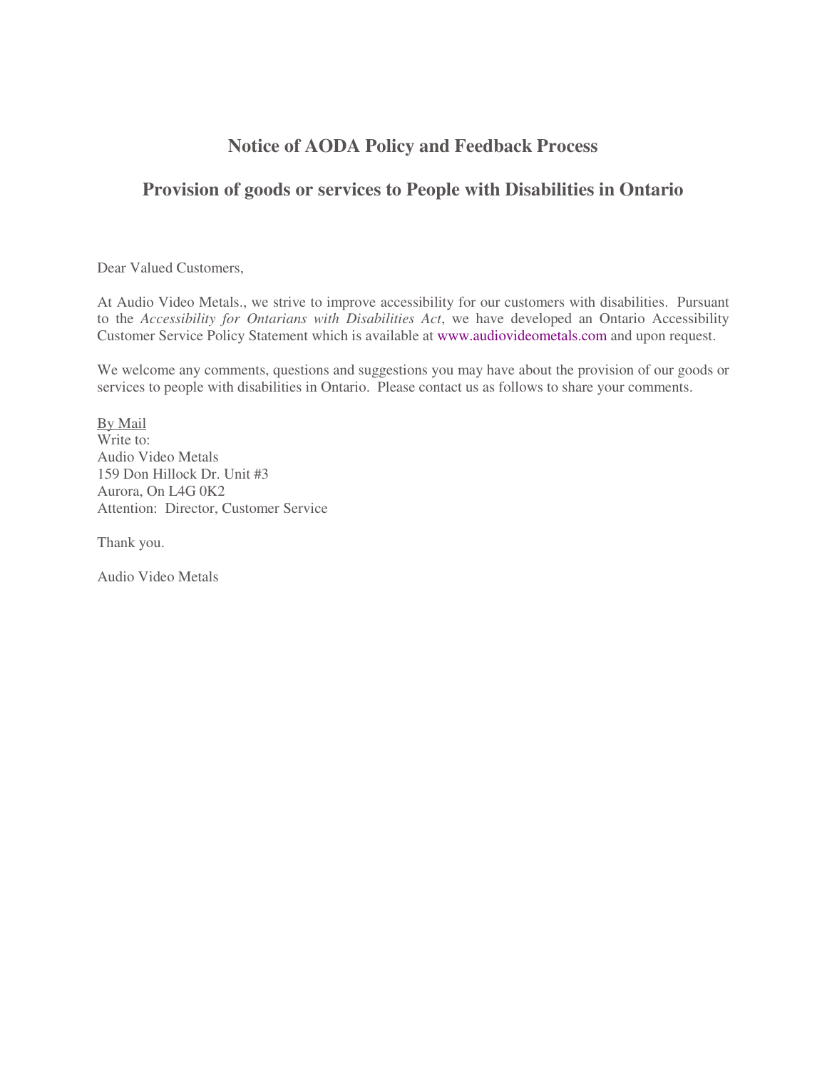## Notice of AODA Policy and Feedback Process

## Provision of goods or services to People with Disabilities in Ontario

Dear Valued Customers,

At Audio Video Metals., we strive to improve accessibility for our customers with disabilities. Pursuant to the *Accessibility for Ontarians with Disabilities Act*, we have developed an Ontario Accessibility Customer Service Policy Statement which is available at www.audiovideometals.com and upon request.

We welcome any comments, questions and suggestions you may have about the provision of our goods or services to people with disabilities in Ontario. Please contact us as follows to share your comments.

<u>By Mail</u>
Write to:
Audio Video Metals
159 Don Hillock Dr. Unit #3
Aurora, On L4G 0K2
Attention: Director, Customer Service

Thank you.

Audio Video Metals